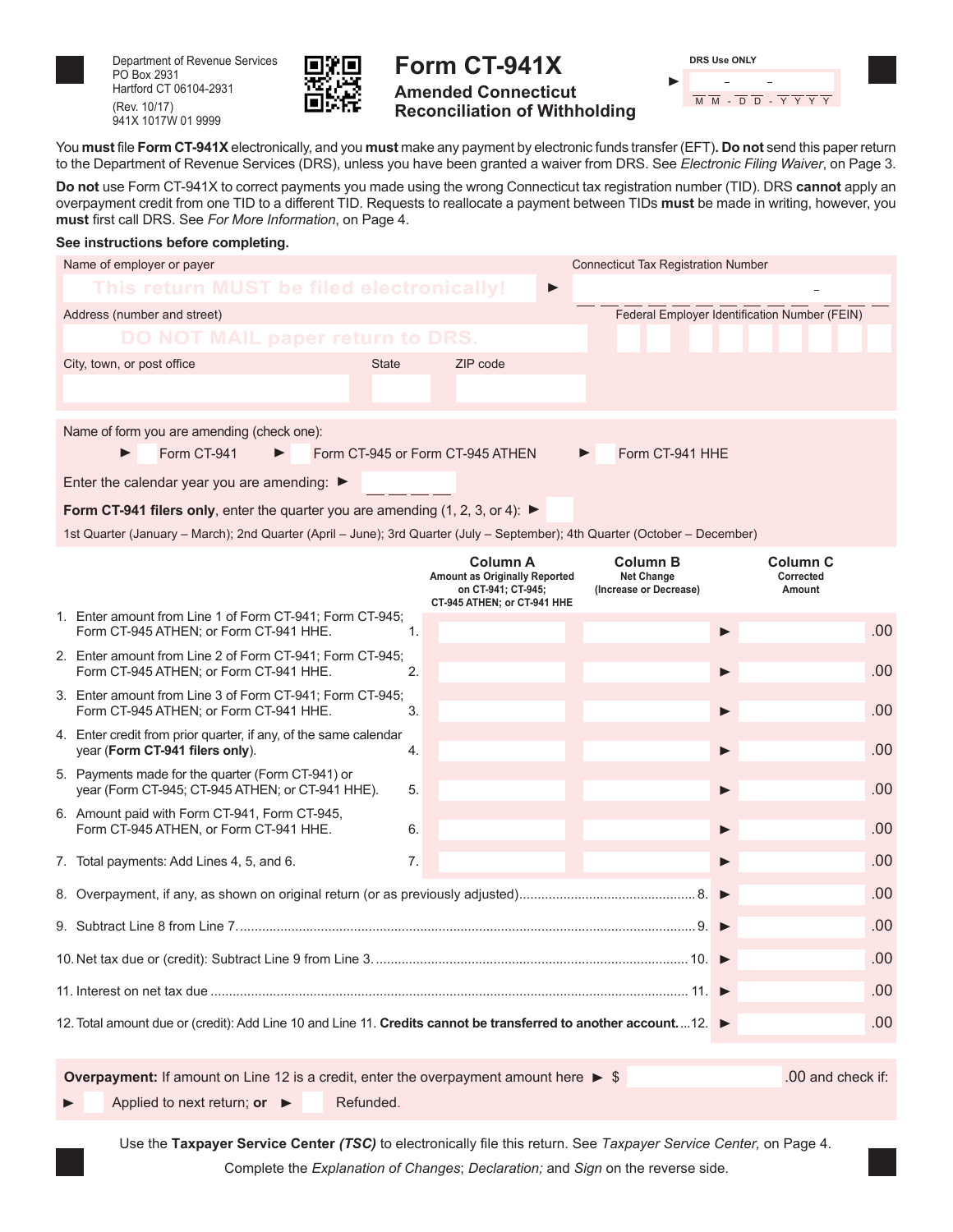Department of Revenue Services
PO Box 2931
Hartford CT 06104-2931

(Rev. 10/17)
941X 1017W 01 9999

# Form CT-941X

## Amended Connecticut Reconciliation of Withholding

DRS Use ONLY

► MM - DD - YYYY

You **must** file **Form CT-941X** electronically, and you **must** make any payment by electronic funds transfer (EFT)**. Do not** send this paper return to the Department of Revenue Services (DRS), unless you have been granted a waiver from DRS. See *Electronic Filing Waiver*, on Page 3.

**Do not** use Form CT-941X to correct payments you made using the wrong Connecticut tax registration number (TID). DRS **cannot** apply an overpayment credit from one TID to a different TID. Requests to reallocate a payment between TIDs **must** be made in writing, however, you **must** first call DRS. See *For More Information*, on Page 4.

**See instructions before completing.**

Name of employer or payer: This return MUST be filed electronically! ►

Connecticut Tax Registration Number

Address (number and street): DO NOT MAIL paper return to DRS.

Federal Employer Identification Number (FEIN)

City, town, or post office | State | ZIP code

Name of form you are amending (check one):

► ☐ Form CT-941 ► ☐ Form CT-945 or Form CT-945 ATHEN ► ☐ Form CT-941 HHE

Enter the calendar year you are amending: ►

**Form CT-941 filers only**, enter the quarter you are amending (1, 2, 3, or 4): ►

1st Quarter (January – March); 2nd Quarter (April – June); 3rd Quarter (July – September); 4th Quarter (October – December)

| | | Column A Amount as Originally Reported on CT-941; CT-945; CT-945 ATHEN; or CT-941 HHE | Column B Net Change (Increase or Decrease) | Column C Corrected Amount |
|---|---|---|---|---|
| 1. Enter amount from Line 1 of Form CT-941; Form CT-945; Form CT-945 ATHEN; or Form CT-941 HHE. | 1. | | | ► .00 |
| 2. Enter amount from Line 2 of Form CT-941; Form CT-945; Form CT-945 ATHEN; or Form CT-941 HHE. | 2. | | | ► .00 |
| 3. Enter amount from Line 3 of Form CT-941; Form CT-945; Form CT-945 ATHEN; or Form CT-941 HHE. | 3. | | | ► .00 |
| 4. Enter credit from prior quarter, if any, of the same calendar year (**Form CT-941 filers only**). | 4. | | | ► .00 |
| 5. Payments made for the quarter (Form CT-941) or year (Form CT-945; CT-945 ATHEN; or CT-941 HHE). | 5. | | | ► .00 |
| 6. Amount paid with Form CT-941, Form CT-945, Form CT-945 ATHEN, or Form CT-941 HHE. | 6. | | | ► .00 |
| 7. Total payments: Add Lines 4, 5, and 6. | 7. | | | ► .00 |

8. Overpayment, if any, as shown on original return (or as previously adjusted)........ 8. ► .00

9. Subtract Line 8 from Line 7........ 9. ► .00

10. Net tax due or (credit): Subtract Line 9 from Line 3........ 10. ► .00

11. Interest on net tax due........ 11. ► .00

12. Total amount due or (credit): Add Line 10 and Line 11. **Credits cannot be transferred to another account.**....12. ► .00

**Overpayment:** If amount on Line 12 is a credit, enter the overpayment amount here ► $ .00 and check if:

► ☐ Applied to next return; **or** ► ☐ Refunded.

Use the **Taxpayer Service Center *(TSC)*** to electronically file this return. See *Taxpayer Service Center,* on Page 4.

Complete the *Explanation of Changes*; *Declaration;* and *Sign* on the reverse side.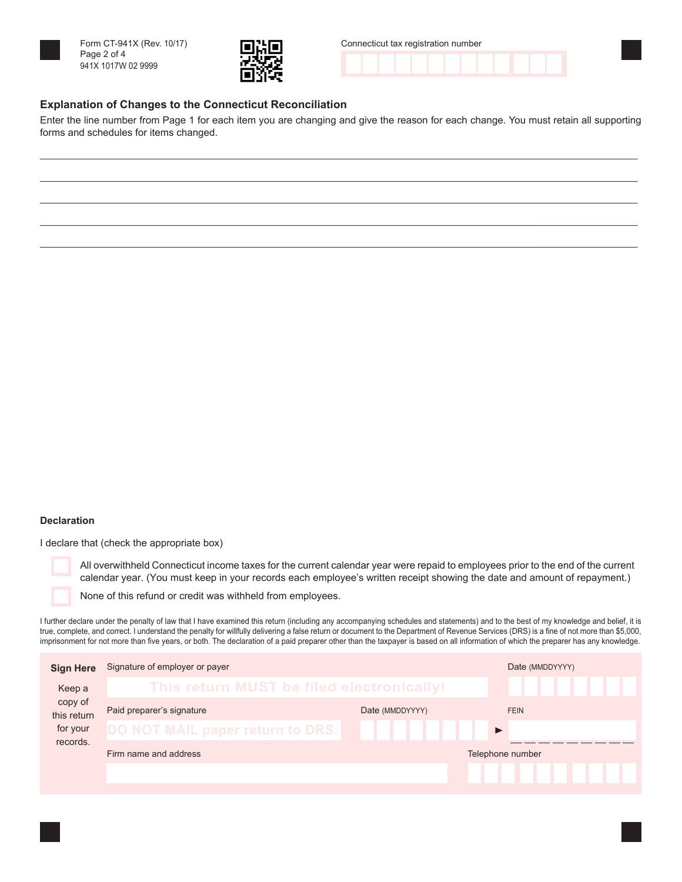Form CT-941X (Rev. 10/17)
941X 1017W 02 9999

Connecticut tax registration number

## Explanation of Changes to the Connecticut Reconciliation

Enter the line number from Page 1 for each item you are changing and give the reason for each change. You must retain all supporting forms and schedules for items changed.

_______________________________________________

_______________________________________________

_______________________________________________

_______________________________________________

_______________________________________________

### Declaration

I declare that (check the appropriate box)

- ☐ All overwithheld Connecticut income taxes for the current calendar year were repaid to employees prior to the end of the current calendar year. (You must keep in your records each employee's written receipt showing the date and amount of repayment.)
- ☐ None of this refund or credit was withheld from employees.

I further declare under the penalty of law that I have examined this return (including any accompanying schedules and statements) and to the best of my knowledge and belief, it is true, complete, and correct. I understand the penalty for willfully delivering a false return or document to the Department of Revenue Services (DRS) is a fine of not more than $5,000, imprisonment for not more than five years, or both. The declaration of a paid preparer other than the taxpayer is based on all information of which the preparer has any knowledge.

**Sign Here**

Keep a copy of this return for your records.

| Signature of employer or payer | | Date (MMDDYYYY) |
|---|---|---|
| This return MUST be filed electronically! | | |
| Paid preparer's signature | Date (MMDDYYYY) | FEIN |
| DO NOT MAIL paper return to DRS. | | ► |
| Firm name and address | | Telephone number |
| | | |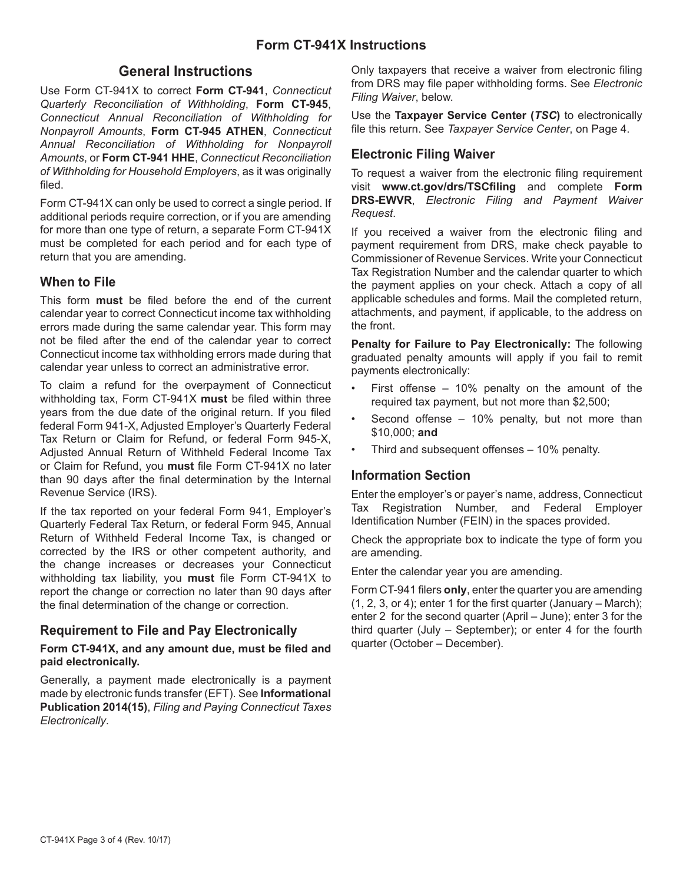# Form CT-941X Instructions

## General Instructions

Use Form CT-941X to correct **Form CT-941**, *Connecticut Quarterly Reconciliation of Withholding*, **Form CT-945**, *Connecticut Annual Reconciliation of Withholding for Nonpayroll Amounts*, **Form CT-945 ATHEN**, *Connecticut Annual Reconciliation of Withholding for Nonpayroll Amounts*, or **Form CT-941 HHE**, *Connecticut Reconciliation of Withholding for Household Employers*, as it was originally filed.

Form CT-941X can only be used to correct a single period. If additional periods require correction, or if you are amending for more than one type of return, a separate Form CT-941X must be completed for each period and for each type of return that you are amending.

### When to File

This form **must** be filed before the end of the current calendar year to correct Connecticut income tax withholding errors made during the same calendar year. This form may not be filed after the end of the calendar year to correct Connecticut income tax withholding errors made during that calendar year unless to correct an administrative error.

To claim a refund for the overpayment of Connecticut withholding tax, Form CT-941X **must** be filed within three years from the due date of the original return. If you filed federal Form 941-X, Adjusted Employer's Quarterly Federal Tax Return or Claim for Refund, or federal Form 945-X, Adjusted Annual Return of Withheld Federal Income Tax or Claim for Refund, you **must** file Form CT-941X no later than 90 days after the final determination by the Internal Revenue Service (IRS).

If the tax reported on your federal Form 941, Employer's Quarterly Federal Tax Return, or federal Form 945, Annual Return of Withheld Federal Income Tax, is changed or corrected by the IRS or other competent authority, and the change increases or decreases your Connecticut withholding tax liability, you **must** file Form CT-941X to report the change or correction no later than 90 days after the final determination of the change or correction.

### Requirement to File and Pay Electronically

**Form CT-941X, and any amount due, must be filed and paid electronically.**

Generally, a payment made electronically is a payment made by electronic funds transfer (EFT). See **Informational Publication 2014(15)**, *Filing and Paying Connecticut Taxes Electronically*.

Only taxpayers that receive a waiver from electronic filing from DRS may file paper withholding forms. See *Electronic Filing Waiver*, below.

Use the **Taxpayer Service Center (*TSC*)** to electronically file this return. See *Taxpayer Service Center*, on Page 4.

### Electronic Filing Waiver

To request a waiver from the electronic filing requirement visit **www.ct.gov/drs/TSCfiling** and complete **Form DRS-EWVR**, *Electronic Filing and Payment Waiver Request*.

If you received a waiver from the electronic filing and payment requirement from DRS, make check payable to Commissioner of Revenue Services. Write your Connecticut Tax Registration Number and the calendar quarter to which the payment applies on your check. Attach a copy of all applicable schedules and forms. Mail the completed return, attachments, and payment, if applicable, to the address on the front.

**Penalty for Failure to Pay Electronically:** The following graduated penalty amounts will apply if you fail to remit payments electronically:

- First offense – 10% penalty on the amount of the required tax payment, but not more than $2,500;
- Second offense – 10% penalty, but not more than $10,000; **and**
- Third and subsequent offenses – 10% penalty.

### Information Section

Enter the employer's or payer's name, address, Connecticut Tax Registration Number, and Federal Employer Identification Number (FEIN) in the spaces provided.

Check the appropriate box to indicate the type of form you are amending.

Enter the calendar year you are amending.

Form CT-941 filers **only**, enter the quarter you are amending (1, 2, 3, or 4); enter 1 for the first quarter (January – March); enter 2 for the second quarter (April – June); enter 3 for the third quarter (July – September); or enter 4 for the fourth quarter (October – December).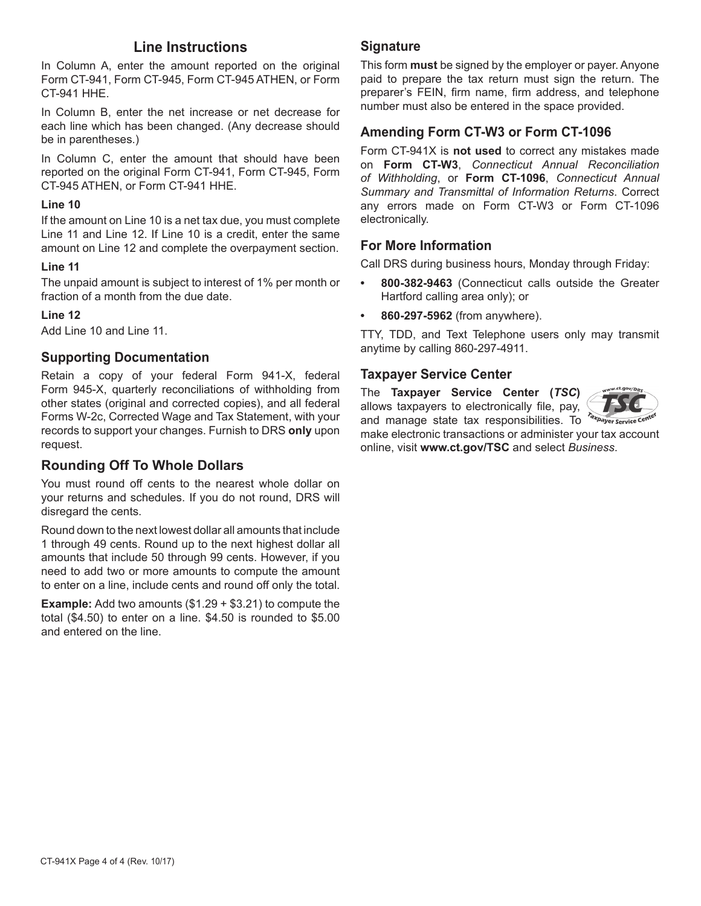## Line Instructions

In Column A, enter the amount reported on the original Form CT-941, Form CT-945, Form CT-945 ATHEN, or Form CT-941 HHE.

In Column B, enter the net increase or net decrease for each line which has been changed. (Any decrease should be in parentheses.)

In Column C, enter the amount that should have been reported on the original Form CT-941, Form CT-945, Form CT-945 ATHEN, or Form CT-941 HHE.

**Line 10**

If the amount on Line 10 is a net tax due, you must complete Line 11 and Line 12. If Line 10 is a credit, enter the same amount on Line 12 and complete the overpayment section.

**Line 11**

The unpaid amount is subject to interest of 1% per month or fraction of a month from the due date.

**Line 12**

Add Line 10 and Line 11.

### Supporting Documentation

Retain a copy of your federal Form 941-X, federal Form 945-X, quarterly reconciliations of withholding from other states (original and corrected copies), and all federal Forms W-2c, Corrected Wage and Tax Statement, with your records to support your changes. Furnish to DRS **only** upon request.

### Rounding Off To Whole Dollars

You must round off cents to the nearest whole dollar on your returns and schedules. If you do not round, DRS will disregard the cents.

Round down to the next lowest dollar all amounts that include 1 through 49 cents. Round up to the next highest dollar all amounts that include 50 through 99 cents. However, if you need to add two or more amounts to compute the amount to enter on a line, include cents and round off only the total.

**Example:** Add two amounts ($1.29 + $3.21) to compute the total ($4.50) to enter on a line. $4.50 is rounded to $5.00 and entered on the line.

### Signature

This form **must** be signed by the employer or payer. Anyone paid to prepare the tax return must sign the return. The preparer's FEIN, firm name, firm address, and telephone number must also be entered in the space provided.

### Amending Form CT-W3 or Form CT-1096

Form CT-941X is **not used** to correct any mistakes made on **Form CT-W3**, *Connecticut Annual Reconciliation of Withholding*, or **Form CT-1096**, *Connecticut Annual Summary and Transmittal of Information Returns*. Correct any errors made on Form CT-W3 or Form CT-1096 electronically.

### For More Information

Call DRS during business hours, Monday through Friday:

- **800-382-9463** (Connecticut calls outside the Greater Hartford calling area only); or
- **860-297-5962** (from anywhere).

TTY, TDD, and Text Telephone users only may transmit anytime by calling 860-297-4911.

### Taxpayer Service Center

The **Taxpayer Service Center (*TSC*)** allows taxpayers to electronically file, pay, and manage state tax responsibilities. To make electronic transactions or administer your tax account online, visit **www.ct.gov/TSC** and select *Business*.